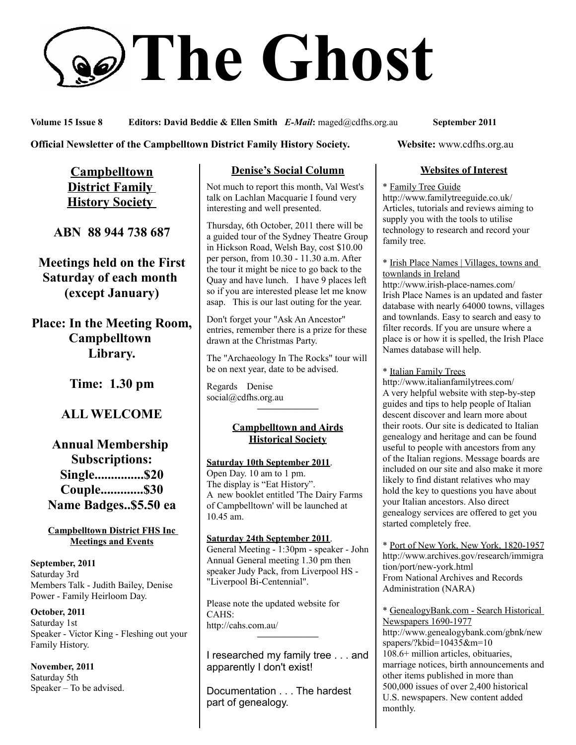# The Ghost

**Volume 15 Issue 8** **Editors: David Beddie & Ellen Smith** ***E-Mail*****:** maged@cdfhs.org.au **September 2011**

**Official Newsletter of the Campbelltown District Family History Society.** **Website:** www.cdfhs.org.au

## Campbelltown District Family History Society

**ABN 88 944 738 687**

**Meetings held on the First Saturday of each month (except January)**

**Place: In the Meeting Room, Campbelltown Library.**

**Time: 1.30 pm**

**ALL WELCOME**

**Annual Membership Subscriptions:**
**Single...............$20**
**Couple.............$30**
**Name Badges..$5.50 ea**

### Campbelltown District FHS Inc Meetings and Events

**September, 2011**
Saturday 3rd
Members Talk - Judith Bailey, Denise Power - Family Heirloom Day.

**October, 2011**
Saturday 1st
Speaker - Victor King - Fleshing out your Family History.

**November, 2011**
Saturday 5th
Speaker – To be advised.

## Denise's Social Column

Not much to report this month, Val West's talk on Lachlan Macquarie I found very interesting and well presented.

Thursday, 6th October, 2011 there will be a guided tour of the Sydney Theatre Group in Hickson Road, Welsh Bay, cost $10.00 per person, from 10.30 - 11.30 a.m. After the tour it might be nice to go back to the Quay and have lunch. I have 9 places left so if you are interested please let me know asap. This is our last outing for the year.

Don't forget your "Ask An Ancestor" entries, remember there is a prize for these drawn at the Christmas Party.

The "Archaeology In The Rocks" tour will be on next year, date to be advised.

Regards Denise
social@cdfhs.org.au

---

## Campbelltown and Airds Historical Society

**Saturday 10th September 2011**.
Open Day. 10 am to 1 pm.
The display is "Eat History".
A new booklet entitled 'The Dairy Farms of Campbelltown' will be launched at 10.45 am.

**Saturday 24th September 2011**.
General Meeting - 1:30pm - speaker - John Annual General meeting 1.30 pm then speaker Judy Pack, from Liverpool HS - "Liverpool Bi-Centennial".

Please note the updated website for CAHS:
http://cahs.com.au/

---

I researched my family tree . . . and apparently I don't exist!

Documentation . . . The hardest part of genealogy.

## Websites of Interest

* Family Tree Guide
http://www.familytreeguide.co.uk/
Articles, tutorials and reviews aiming to supply you with the tools to utilise technology to research and record your family tree.

* Irish Place Names | Villages, towns and townlands in Ireland
http://www.irish-place-names.com/
Irish Place Names is an updated and faster database with nearly 64000 towns, villages and townlands. Easy to search and easy to filter records. If you are unsure where a place is or how it is spelled, the Irish Place Names database will help.

* Italian Family Trees
http://www.italianfamilytrees.com/
A very helpful website with step-by-step guides and tips to help people of Italian descent discover and learn more about their roots. Our site is dedicated to Italian genealogy and heritage and can be found useful to people with ancestors from any of the Italian regions. Message boards are included on our site and also make it more likely to find distant relatives who may hold the key to questions you have about your Italian ancestors. Also direct genealogy services are offered to get you started completely free.

* Port of New York, New York, 1820-1957
http://www.archives.gov/research/immigration/port/new-york.html
From National Archives and Records Administration (NARA)

* GenealogyBank.com - Search Historical Newspapers 1690-1977
http://www.genealogybank.com/gbnk/newspapers/?kbid=10435&m=10
108.6+ million articles, obituaries, marriage notices, birth announcements and other items published in more than 500,000 issues of over 2,400 historical U.S. newspapers. New content added monthly.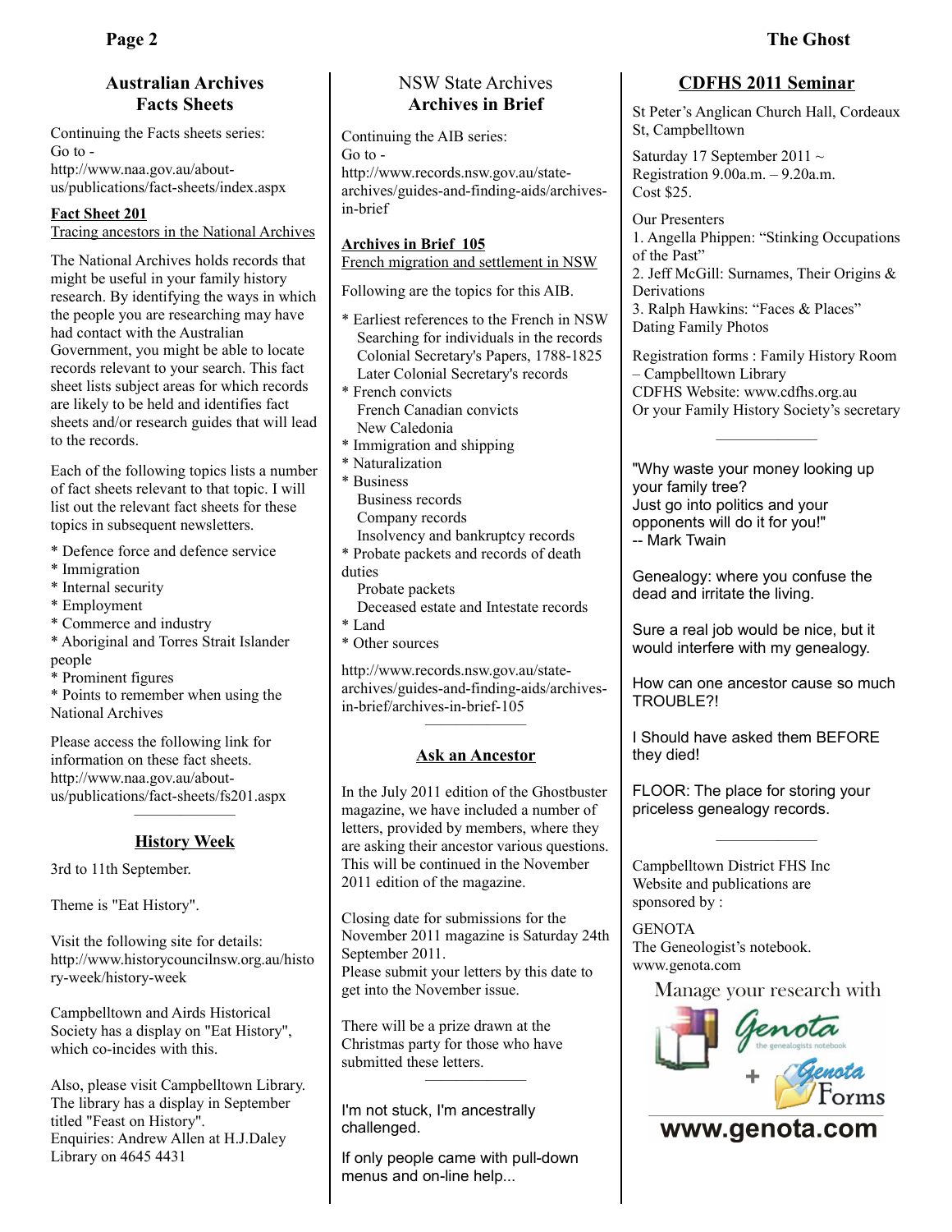## Australian Archives Facts Sheets

Continuing the Facts sheets series:
Go to -
http://www.naa.gov.au/about-us/publications/fact-sheets/index.aspx

**Fact Sheet 201**
Tracing ancestors in the National Archives

The National Archives holds records that might be useful in your family history research. By identifying the ways in which the people you are researching may have had contact with the Australian Government, you might be able to locate records relevant to your search. This fact sheet lists subject areas for which records are likely to be held and identifies fact sheets and/or research guides that will lead to the records.

Each of the following topics lists a number of fact sheets relevant to that topic. I will list out the relevant fact sheets for these topics in subsequent newsletters.

* Defence force and defence service
* Immigration
* Internal security
* Employment
* Commerce and industry
* Aboriginal and Torres Strait Islander people
* Prominent figures
* Points to remember when using the National Archives

Please access the following link for information on these fact sheets.
http://www.naa.gov.au/about-us/publications/fact-sheets/fs201.aspx

## History Week

3rd to 11th September.

Theme is "Eat History".

Visit the following site for details:
http://www.historycouncilnsw.org.au/history-week/history-week

Campbelltown and Airds Historical Society has a display on "Eat History", which co-incides with this.

Also, please visit Campbelltown Library. The library has a display in September titled "Feast on History".
Enquiries: Andrew Allen at H.J.Daley Library on 4645 4431

## NSW State Archives Archives in Brief

Continuing the AIB series:
Go to -
http://www.records.nsw.gov.au/state-archives/guides-and-finding-aids/archives-in-brief

**Archives in Brief 105**
French migration and settlement in NSW

Following are the topics for this AIB.

* Earliest references to the French in NSW
  Searching for individuals in the records
  Colonial Secretary's Papers, 1788-1825
  Later Colonial Secretary's records
* French convicts
  French Canadian convicts
  New Caledonia
* Immigration and shipping
* Naturalization
* Business
  Business records
  Company records
  Insolvency and bankruptcy records
* Probate packets and records of death duties
  Probate packets
  Deceased estate and Intestate records
* Land
* Other sources

http://www.records.nsw.gov.au/state-archives/guides-and-finding-aids/archives-in-brief/archives-in-brief-105

## Ask an Ancestor

In the July 2011 edition of the Ghostbuster magazine, we have included a number of letters, provided by members, where they are asking their ancestor various questions. This will be continued in the November 2011 edition of the magazine.

Closing date for submissions for the November 2011 magazine is Saturday 24th September 2011.
Please submit your letters by this date to get into the November issue.

There will be a prize drawn at the Christmas party for those who have submitted these letters.

I'm not stuck, I'm ancestrally challenged.

If only people came with pull-down menus and on-line help...

## CDFHS 2011 Seminar

St Peter's Anglican Church Hall, Cordeaux St, Campbelltown

Saturday 17 September 2011 ~
Registration 9.00a.m. – 9.20a.m.
Cost $25.

Our Presenters
1. Angella Phippen: "Stinking Occupations of the Past"
2. Jeff McGill: Surnames, Their Origins & Derivations
3. Ralph Hawkins: "Faces & Places" Dating Family Photos

Registration forms : Family History Room – Campbelltown Library
CDFHS Website: www.cdfhs.org.au
Or your Family History Society's secretary

"Why waste your money looking up your family tree?
Just go into politics and your opponents will do it for you!"
-- Mark Twain

Genealogy: where you confuse the dead and irritate the living.

Sure a real job would be nice, but it would interfere with my genealogy.

How can one ancestor cause so much TROUBLE?!

I Should have asked them BEFORE they died!

FLOOR: The place for storing your priceless genealogy records.

Campbelltown District FHS Inc Website and publications are sponsored by :

GENOTA
The Geneologist's notebook.
www.genota.com

Manage your research with
Genota the genealogists notebook
+ Genota Forms
www.genota.com